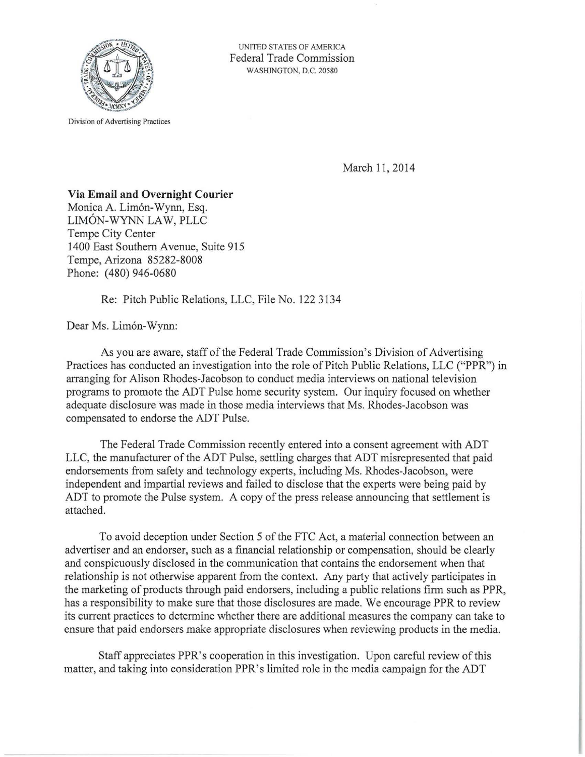UNITED STATES OF AMERICA
Federal Trade Commission
WASHINGTON, D.C. 20580

Division of Advertising Practices

March 11, 2014

**Via Email and Overnight Courier**
Monica A. Limón-Wynn, Esq.
LIMÓN-WYNN LAW, PLLC
Tempe City Center
1400 East Southern Avenue, Suite 915
Tempe, Arizona 85282-8008
Phone: (480) 946-0680

Re: Pitch Public Relations, LLC, File No. 122 3134

Dear Ms. Limón-Wynn:

As you are aware, staff of the Federal Trade Commission's Division of Advertising Practices has conducted an investigation into the role of Pitch Public Relations, LLC ("PPR") in arranging for Alison Rhodes-Jacobson to conduct media interviews on national television programs to promote the ADT Pulse home security system. Our inquiry focused on whether adequate disclosure was made in those media interviews that Ms. Rhodes-Jacobson was compensated to endorse the ADT Pulse.

The Federal Trade Commission recently entered into a consent agreement with ADT LLC, the manufacturer of the ADT Pulse, settling charges that ADT misrepresented that paid endorsements from safety and technology experts, including Ms. Rhodes-Jacobson, were independent and impartial reviews and failed to disclose that the experts were being paid by ADT to promote the Pulse system. A copy of the press release announcing that settlement is attached.

To avoid deception under Section 5 of the FTC Act, a material connection between an advertiser and an endorser, such as a financial relationship or compensation, should be clearly and conspicuously disclosed in the communication that contains the endorsement when that relationship is not otherwise apparent from the context. Any party that actively participates in the marketing of products through paid endorsers, including a public relations firm such as PPR, has a responsibility to make sure that those disclosures are made. We encourage PPR to review its current practices to determine whether there are additional measures the company can take to ensure that paid endorsers make appropriate disclosures when reviewing products in the media.

Staff appreciates PPR's cooperation in this investigation. Upon careful review of this matter, and taking into consideration PPR's limited role in the media campaign for the ADT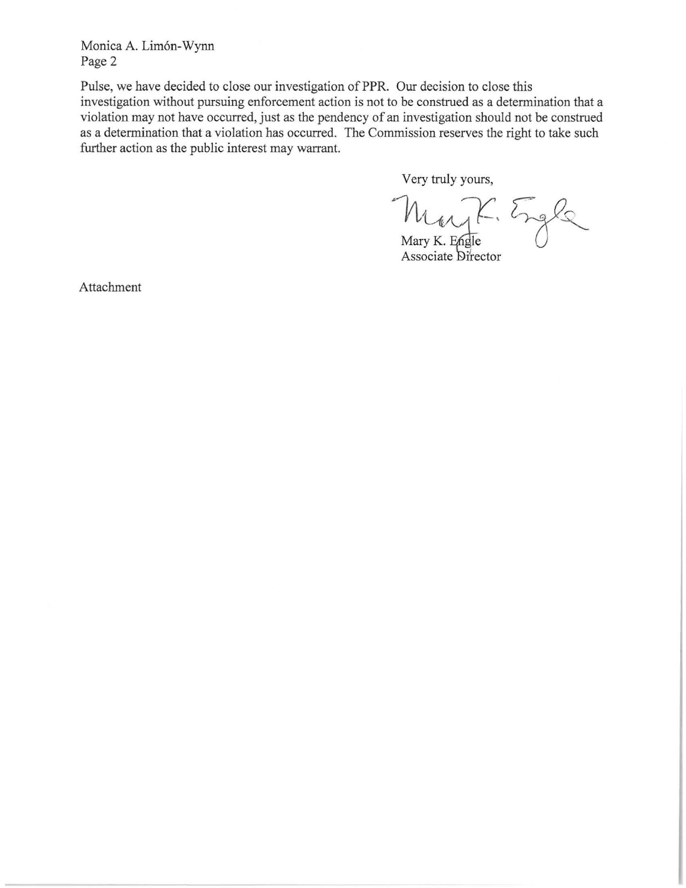Pulse, we have decided to close our investigation of PPR. Our decision to close this investigation without pursuing enforcement action is not to be construed as a determination that a violation may not have occurred, just as the pendency of an investigation should not be construed as a determination that a violation has occurred. The Commission reserves the right to take such further action as the public interest may warrant.

Very truly yours,

Mary K. Engle
Associate Director

Attachment